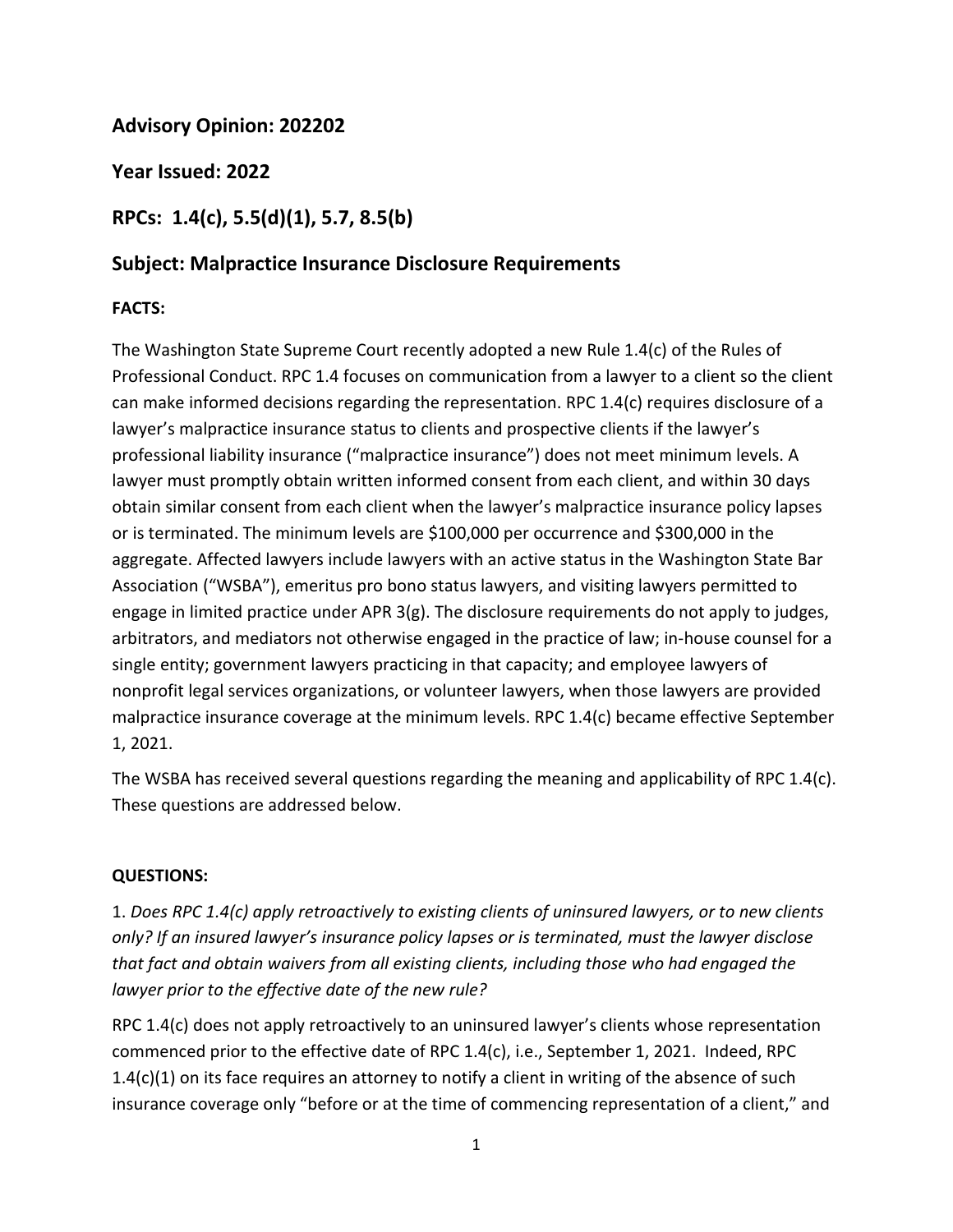## Advisory Opinion: 202202

## Year Issued: 2022

## RPCs: 1.4(c), 5.5(d)(1), 5.7, 8.5(b)

## Subject: Malpractice Insurance Disclosure Requirements

**FACTS:**

The Washington State Supreme Court recently adopted a new Rule 1.4(c) of the Rules of Professional Conduct. RPC 1.4 focuses on communication from a lawyer to a client so the client can make informed decisions regarding the representation. RPC 1.4(c) requires disclosure of a lawyer's malpractice insurance status to clients and prospective clients if the lawyer's professional liability insurance ("malpractice insurance") does not meet minimum levels. A lawyer must promptly obtain written informed consent from each client, and within 30 days obtain similar consent from each client when the lawyer's malpractice insurance policy lapses or is terminated. The minimum levels are $100,000 per occurrence and $300,000 in the aggregate. Affected lawyers include lawyers with an active status in the Washington State Bar Association ("WSBA"), emeritus pro bono status lawyers, and visiting lawyers permitted to engage in limited practice under APR 3(g). The disclosure requirements do not apply to judges, arbitrators, and mediators not otherwise engaged in the practice of law; in-house counsel for a single entity; government lawyers practicing in that capacity; and employee lawyers of nonprofit legal services organizations, or volunteer lawyers, when those lawyers are provided malpractice insurance coverage at the minimum levels. RPC 1.4(c) became effective September 1, 2021.

The WSBA has received several questions regarding the meaning and applicability of RPC 1.4(c). These questions are addressed below.

**QUESTIONS:**

1. *Does RPC 1.4(c) apply retroactively to existing clients of uninsured lawyers, or to new clients only? If an insured lawyer's insurance policy lapses or is terminated, must the lawyer disclose that fact and obtain waivers from all existing clients, including those who had engaged the lawyer prior to the effective date of the new rule?*

RPC 1.4(c) does not apply retroactively to an uninsured lawyer's clients whose representation commenced prior to the effective date of RPC 1.4(c), i.e., September 1, 2021. Indeed, RPC 1.4(c)(1) on its face requires an attorney to notify a client in writing of the absence of such insurance coverage only "before or at the time of commencing representation of a client," and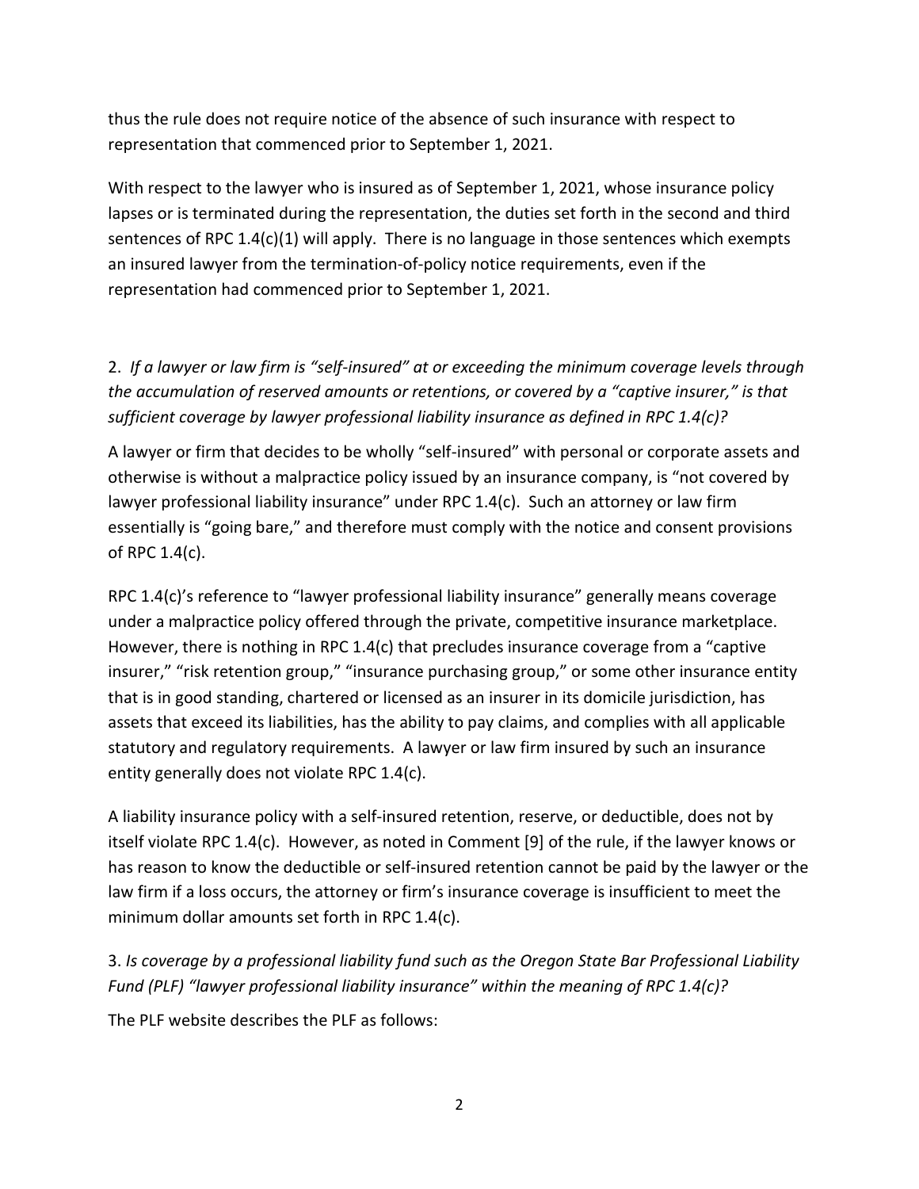thus the rule does not require notice of the absence of such insurance with respect to representation that commenced prior to September 1, 2021.

With respect to the lawyer who is insured as of September 1, 2021, whose insurance policy lapses or is terminated during the representation, the duties set forth in the second and third sentences of RPC 1.4(c)(1) will apply. There is no language in those sentences which exempts an insured lawyer from the termination-of-policy notice requirements, even if the representation had commenced prior to September 1, 2021.

2. *If a lawyer or law firm is "self-insured" at or exceeding the minimum coverage levels through the accumulation of reserved amounts or retentions, or covered by a "captive insurer," is that sufficient coverage by lawyer professional liability insurance as defined in RPC 1.4(c)?*

A lawyer or firm that decides to be wholly "self-insured" with personal or corporate assets and otherwise is without a malpractice policy issued by an insurance company, is "not covered by lawyer professional liability insurance" under RPC 1.4(c). Such an attorney or law firm essentially is "going bare," and therefore must comply with the notice and consent provisions of RPC 1.4(c).

RPC 1.4(c)'s reference to "lawyer professional liability insurance" generally means coverage under a malpractice policy offered through the private, competitive insurance marketplace. However, there is nothing in RPC 1.4(c) that precludes insurance coverage from a "captive insurer," "risk retention group," "insurance purchasing group," or some other insurance entity that is in good standing, chartered or licensed as an insurer in its domicile jurisdiction, has assets that exceed its liabilities, has the ability to pay claims, and complies with all applicable statutory and regulatory requirements. A lawyer or law firm insured by such an insurance entity generally does not violate RPC 1.4(c).

A liability insurance policy with a self-insured retention, reserve, or deductible, does not by itself violate RPC 1.4(c). However, as noted in Comment [9] of the rule, if the lawyer knows or has reason to know the deductible or self-insured retention cannot be paid by the lawyer or the law firm if a loss occurs, the attorney or firm's insurance coverage is insufficient to meet the minimum dollar amounts set forth in RPC 1.4(c).

3. *Is coverage by a professional liability fund such as the Oregon State Bar Professional Liability Fund (PLF) "lawyer professional liability insurance" within the meaning of RPC 1.4(c)?*

The PLF website describes the PLF as follows: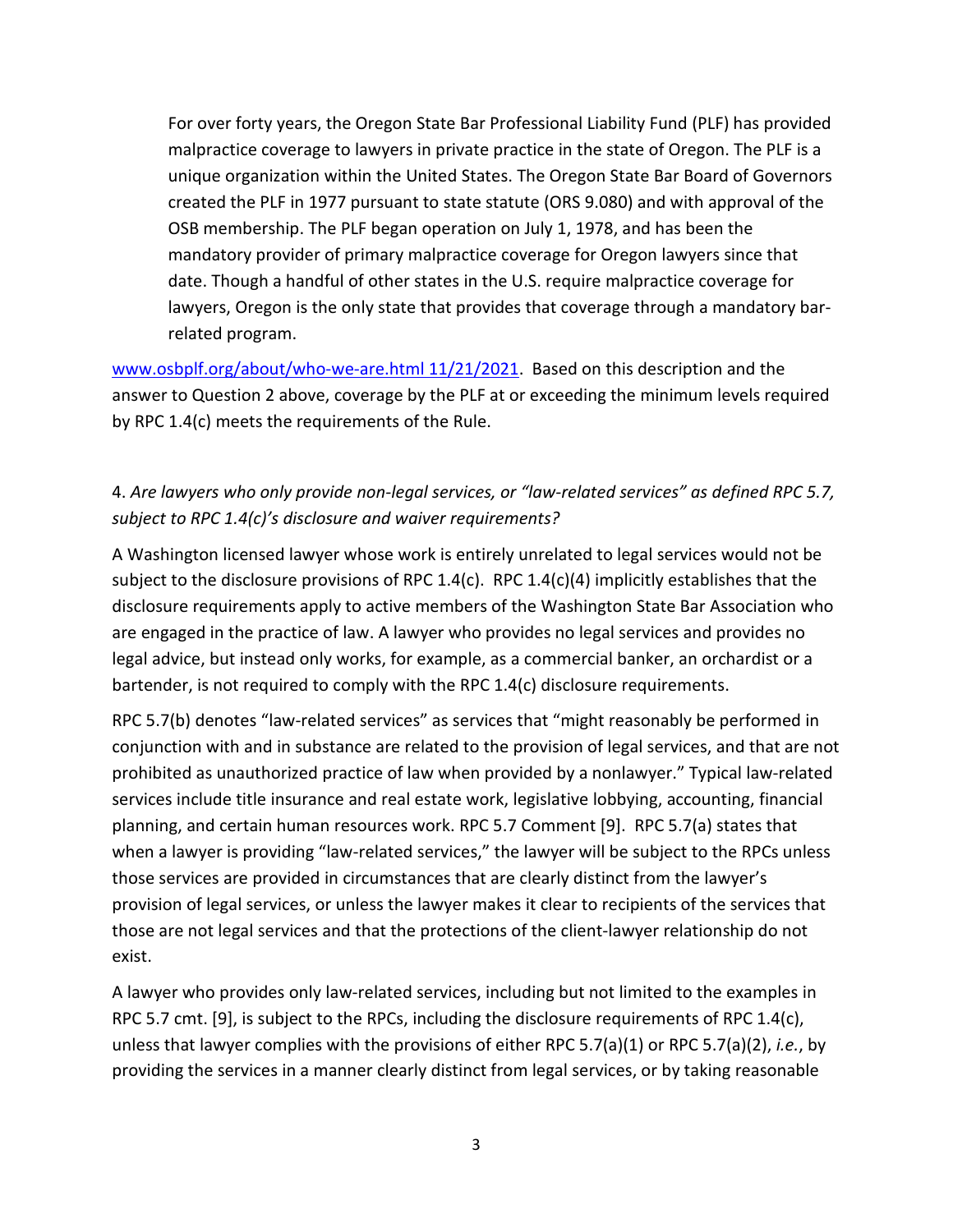> For over forty years, the Oregon State Bar Professional Liability Fund (PLF) has provided malpractice coverage to lawyers in private practice in the state of Oregon. The PLF is a unique organization within the United States. The Oregon State Bar Board of Governors created the PLF in 1977 pursuant to state statute (ORS 9.080) and with approval of the OSB membership. The PLF began operation on July 1, 1978, and has been the mandatory provider of primary malpractice coverage for Oregon lawyers since that date. Though a handful of other states in the U.S. require malpractice coverage for lawyers, Oregon is the only state that provides that coverage through a mandatory bar-related program.

[www.osbplf.org/about/who-we-are.html 11/21/2021](http://www.osbplf.org/about/who-we-are.html). Based on this description and the answer to Question 2 above, coverage by the PLF at or exceeding the minimum levels required by RPC 1.4(c) meets the requirements of the Rule.

4. *Are lawyers who only provide non-legal services, or "law-related services" as defined RPC 5.7, subject to RPC 1.4(c)'s disclosure and waiver requirements?*

A Washington licensed lawyer whose work is entirely unrelated to legal services would not be subject to the disclosure provisions of RPC 1.4(c). RPC 1.4(c)(4) implicitly establishes that the disclosure requirements apply to active members of the Washington State Bar Association who are engaged in the practice of law. A lawyer who provides no legal services and provides no legal advice, but instead only works, for example, as a commercial banker, an orchardist or a bartender, is not required to comply with the RPC 1.4(c) disclosure requirements.

RPC 5.7(b) denotes "law-related services" as services that "might reasonably be performed in conjunction with and in substance are related to the provision of legal services, and that are not prohibited as unauthorized practice of law when provided by a nonlawyer." Typical law-related services include title insurance and real estate work, legislative lobbying, accounting, financial planning, and certain human resources work. RPC 5.7 Comment [9]. RPC 5.7(a) states that when a lawyer is providing "law-related services," the lawyer will be subject to the RPCs unless those services are provided in circumstances that are clearly distinct from the lawyer's provision of legal services, or unless the lawyer makes it clear to recipients of the services that those are not legal services and that the protections of the client-lawyer relationship do not exist.

A lawyer who provides only law-related services, including but not limited to the examples in RPC 5.7 cmt. [9], is subject to the RPCs, including the disclosure requirements of RPC 1.4(c), unless that lawyer complies with the provisions of either RPC 5.7(a)(1) or RPC 5.7(a)(2), *i.e.*, by providing the services in a manner clearly distinct from legal services, or by taking reasonable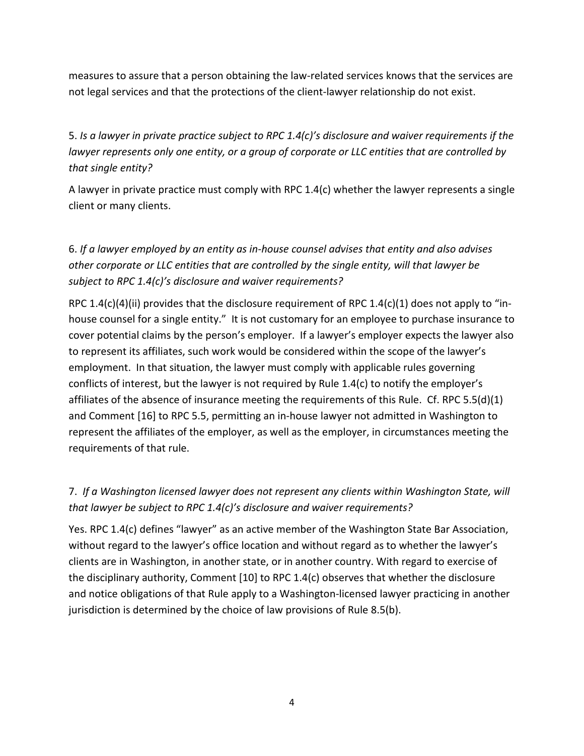measures to assure that a person obtaining the law-related services knows that the services are not legal services and that the protections of the client-lawyer relationship do not exist.

5. *Is a lawyer in private practice subject to RPC 1.4(c)'s disclosure and waiver requirements if the lawyer represents only one entity, or a group of corporate or LLC entities that are controlled by that single entity?*

A lawyer in private practice must comply with RPC 1.4(c) whether the lawyer represents a single client or many clients.

6. *If a lawyer employed by an entity as in-house counsel advises that entity and also advises other corporate or LLC entities that are controlled by the single entity, will that lawyer be subject to RPC 1.4(c)'s disclosure and waiver requirements?*

RPC 1.4(c)(4)(ii) provides that the disclosure requirement of RPC 1.4(c)(1) does not apply to "in-house counsel for a single entity." It is not customary for an employee to purchase insurance to cover potential claims by the person's employer. If a lawyer's employer expects the lawyer also to represent its affiliates, such work would be considered within the scope of the lawyer's employment. In that situation, the lawyer must comply with applicable rules governing conflicts of interest, but the lawyer is not required by Rule 1.4(c) to notify the employer's affiliates of the absence of insurance meeting the requirements of this Rule. Cf. RPC 5.5(d)(1) and Comment [16] to RPC 5.5, permitting an in-house lawyer not admitted in Washington to represent the affiliates of the employer, as well as the employer, in circumstances meeting the requirements of that rule.

7. *If a Washington licensed lawyer does not represent any clients within Washington State, will that lawyer be subject to RPC 1.4(c)'s disclosure and waiver requirements?*

Yes. RPC 1.4(c) defines "lawyer" as an active member of the Washington State Bar Association, without regard to the lawyer's office location and without regard as to whether the lawyer's clients are in Washington, in another state, or in another country. With regard to exercise of the disciplinary authority, Comment [10] to RPC 1.4(c) observes that whether the disclosure and notice obligations of that Rule apply to a Washington-licensed lawyer practicing in another jurisdiction is determined by the choice of law provisions of Rule 8.5(b).